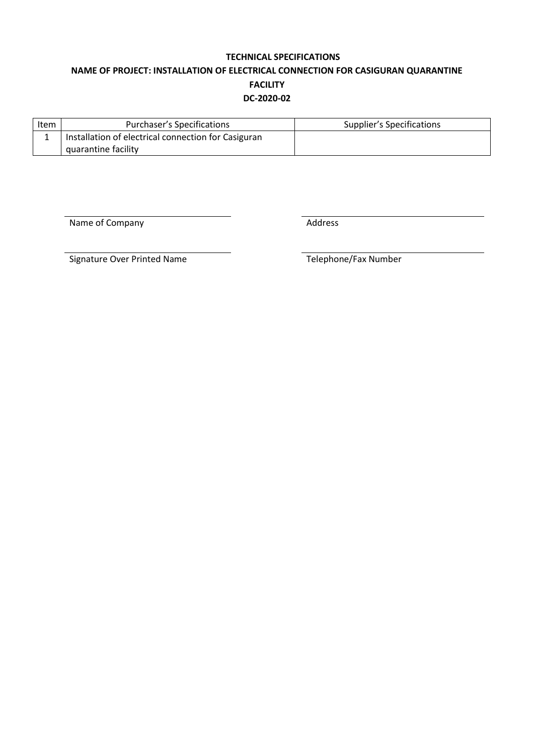**TECHNICAL SPECIFICATIONS**

**NAME OF PROJECT: INSTALLATION OF ELECTRICAL CONNECTION FOR CASIGURAN QUARANTINE FACILITY**

**DC-2020-02**

| Item | Purchaser's Specifications | Supplier's Specifications |
|---|---|---|
| 1 | Installation of electrical connection for Casiguran quarantine facility | |

\_\_\_\_\_\_\_\_\_\_\_\_\_\_\_\_\_\_\_\_\_\_\_\_\_\_\_\_\_\_ 
Name of Company

\_\_\_\_\_\_\_\_\_\_\_\_\_\_\_\_\_\_\_\_\_\_\_\_\_\_\_\_\_\_ 
Address

\_\_\_\_\_\_\_\_\_\_\_\_\_\_\_\_\_\_\_\_\_\_\_\_\_\_\_\_\_\_ 
Signature Over Printed Name

\_\_\_\_\_\_\_\_\_\_\_\_\_\_\_\_\_\_\_\_\_\_\_\_\_\_\_\_\_\_ 
Telephone/Fax Number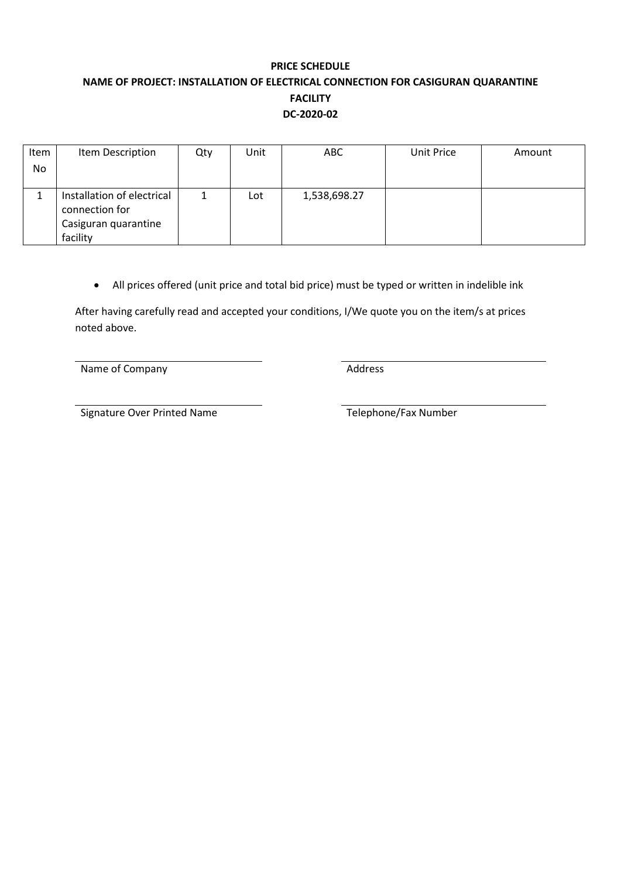**PRICE SCHEDULE**

**NAME OF PROJECT: INSTALLATION OF ELECTRICAL CONNECTION FOR CASIGURAN QUARANTINE FACILITY**

**DC-2020-02**

| Item No | Item Description | Qty | Unit | ABC | Unit Price | Amount |
|---|---|---|---|---|---|---|
| 1 | Installation of electrical connection for Casiguran quarantine facility | 1 | Lot | 1,538,698.27 | | |

- All prices offered (unit price and total bid price) must be typed or written in indelible ink

After having carefully read and accepted your conditions, I/We quote you on the item/s at prices noted above.

Name of Company

Address

Signature Over Printed Name

Telephone/Fax Number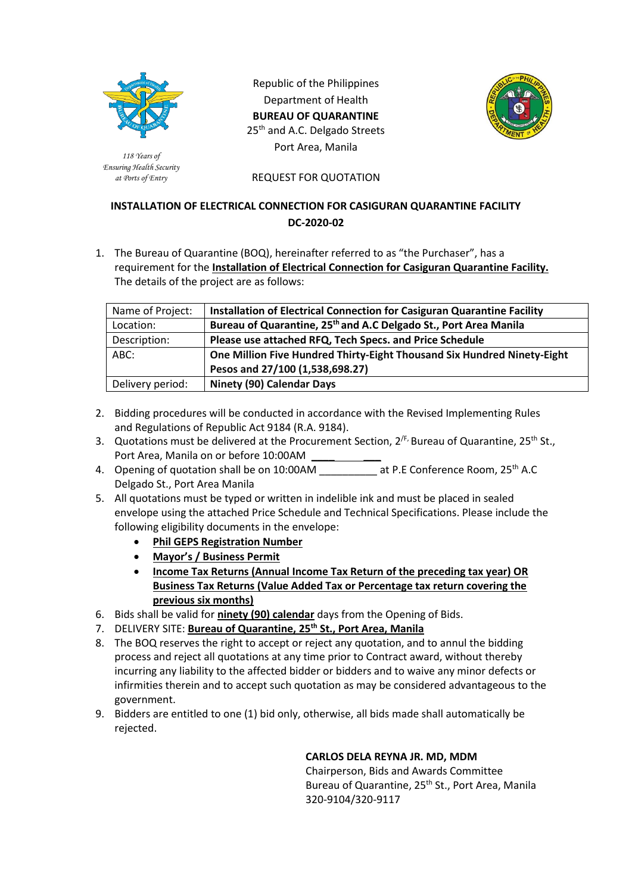*118 Years of Ensuring Health Security at Ports of Entry*

Republic of the Philippines
Department of Health
**BUREAU OF QUARANTINE**
25th and A.C. Delgado Streets
Port Area, Manila

REQUEST FOR QUOTATION

## INSTALLATION OF ELECTRICAL CONNECTION FOR CASIGURAN QUARANTINE FACILITY
## DC-2020-02

1. The Bureau of Quarantine (BOQ), hereinafter referred to as "the Purchaser", has a requirement for the **Installation of Electrical Connection for Casiguran Quarantine Facility.** The details of the project are as follows:

| | |
|---|---|
| Name of Project: | **Installation of Electrical Connection for Casiguran Quarantine Facility** |
| Location: | **Bureau of Quarantine, 25th and A.C Delgado St., Port Area Manila** |
| Description: | **Please use attached RFQ, Tech Specs. and Price Schedule** |
| ABC: | **One Million Five Hundred Thirty-Eight Thousand Six Hundred Ninety-Eight Pesos and 27/100 (1,538,698.27)** |
| Delivery period: | **Ninety (90) Calendar Days** |

2. Bidding procedures will be conducted in accordance with the Revised Implementing Rules and Regulations of Republic Act 9184 (R.A. 9184).
3. Quotations must be delivered at the Procurement Section, 2/F, Bureau of Quarantine, 25th St., Port Area, Manila on or before 10:00AM ____ ___
4. Opening of quotation shall be on 10:00AM __________ at P.E Conference Room, 25th A.C Delgado St., Port Area Manila
5. All quotations must be typed or written in indelible ink and must be placed in sealed envelope using the attached Price Schedule and Technical Specifications. Please include the following eligibility documents in the envelope:
   - **Phil GEPS Registration Number**
   - **Mayor's / Business Permit**
   - **Income Tax Returns (Annual Income Tax Return of the preceding tax year) OR Business Tax Returns (Value Added Tax or Percentage tax return covering the previous six months)**
6. Bids shall be valid for **ninety (90) calendar** days from the Opening of Bids.
7. DELIVERY SITE: **Bureau of Quarantine, 25th St., Port Area, Manila**
8. The BOQ reserves the right to accept or reject any quotation, and to annul the bidding process and reject all quotations at any time prior to Contract award, without thereby incurring any liability to the affected bidder or bidders and to waive any minor defects or infirmities therein and to accept such quotation as may be considered advantageous to the government.
9. Bidders are entitled to one (1) bid only, otherwise, all bids made shall automatically be rejected.

**CARLOS DELA REYNA JR. MD, MDM**
Chairperson, Bids and Awards Committee
Bureau of Quarantine, 25th St., Port Area, Manila
320-9104/320-9117